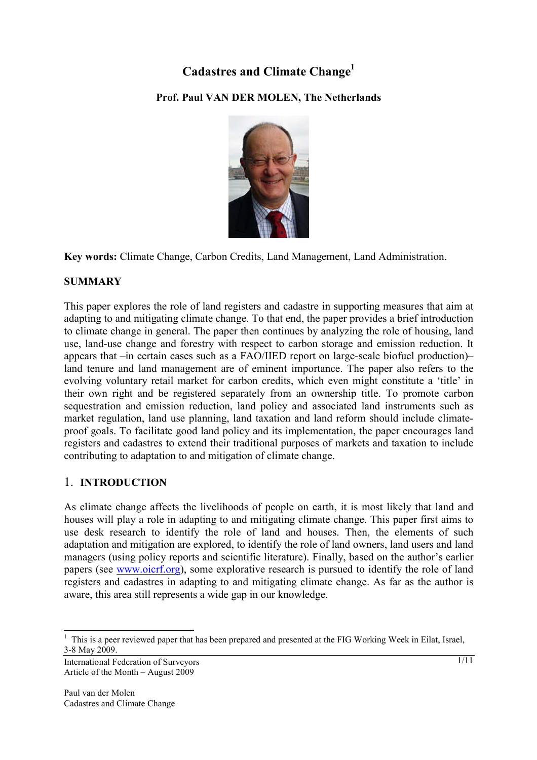# Cadastres and Climate Change[1]

**Prof. Paul VAN DER MOLEN, The Netherlands**

**Key words:** Climate Change, Carbon Credits, Land Management, Land Administration.

## SUMMARY

This paper explores the role of land registers and cadastre in supporting measures that aim at adapting to and mitigating climate change. To that end, the paper provides a brief introduction to climate change in general. The paper then continues by analyzing the role of housing, land use, land-use change and forestry with respect to carbon storage and emission reduction. It appears that –in certain cases such as a FAO/IIED report on large-scale biofuel production)– land tenure and land management are of eminent importance. The paper also refers to the evolving voluntary retail market for carbon credits, which even might constitute a 'title' in their own right and be registered separately from an ownership title. To promote carbon sequestration and emission reduction, land policy and associated land instruments such as market regulation, land use planning, land taxation and land reform should include climate-proof goals. To facilitate good land policy and its implementation, the paper encourages land registers and cadastres to extend their traditional purposes of markets and taxation to include contributing to adaptation to and mitigation of climate change.

## 1. INTRODUCTION

As climate change affects the livelihoods of people on earth, it is most likely that land and houses will play a role in adapting to and mitigating climate change. This paper first aims to use desk research to identify the role of land and houses. Then, the elements of such adaptation and mitigation are explored, to identify the role of land owners, land users and land managers (using policy reports and scientific literature). Finally, based on the author's earlier papers (see www.oicrf.org), some explorative research is pursued to identify the role of land registers and cadastres in adapting to and mitigating climate change. As far as the author is aware, this area still represents a wide gap in our knowledge.

[1] This is a peer reviewed paper that has been prepared and presented at the FIG Working Week in Eilat, Israel, 3-8 May 2009.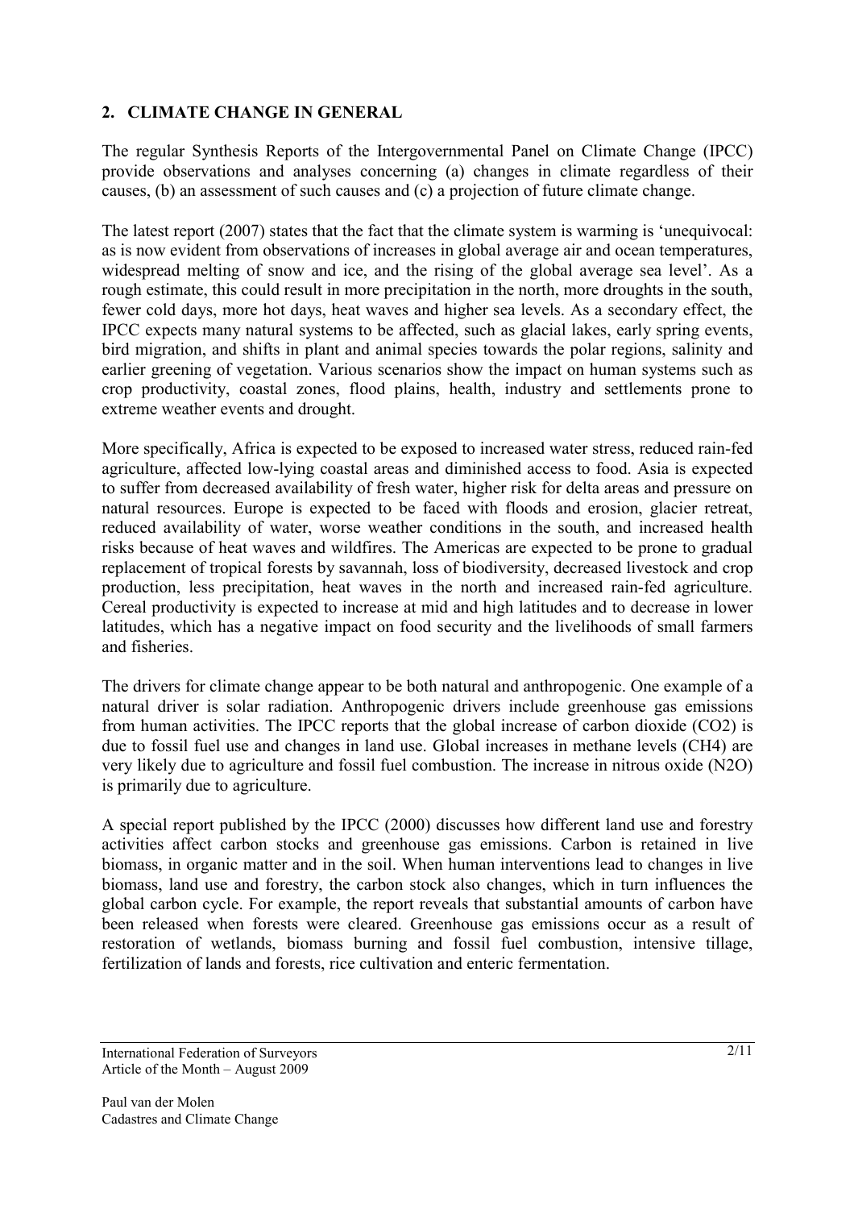## 2. CLIMATE CHANGE IN GENERAL

The regular Synthesis Reports of the Intergovernmental Panel on Climate Change (IPCC) provide observations and analyses concerning (a) changes in climate regardless of their causes, (b) an assessment of such causes and (c) a projection of future climate change.

The latest report (2007) states that the fact that the climate system is warming is 'unequivocal: as is now evident from observations of increases in global average air and ocean temperatures, widespread melting of snow and ice, and the rising of the global average sea level'. As a rough estimate, this could result in more precipitation in the north, more droughts in the south, fewer cold days, more hot days, heat waves and higher sea levels. As a secondary effect, the IPCC expects many natural systems to be affected, such as glacial lakes, early spring events, bird migration, and shifts in plant and animal species towards the polar regions, salinity and earlier greening of vegetation. Various scenarios show the impact on human systems such as crop productivity, coastal zones, flood plains, health, industry and settlements prone to extreme weather events and drought.

More specifically, Africa is expected to be exposed to increased water stress, reduced rain-fed agriculture, affected low-lying coastal areas and diminished access to food. Asia is expected to suffer from decreased availability of fresh water, higher risk for delta areas and pressure on natural resources. Europe is expected to be faced with floods and erosion, glacier retreat, reduced availability of water, worse weather conditions in the south, and increased health risks because of heat waves and wildfires. The Americas are expected to be prone to gradual replacement of tropical forests by savannah, loss of biodiversity, decreased livestock and crop production, less precipitation, heat waves in the north and increased rain-fed agriculture. Cereal productivity is expected to increase at mid and high latitudes and to decrease in lower latitudes, which has a negative impact on food security and the livelihoods of small farmers and fisheries.

The drivers for climate change appear to be both natural and anthropogenic. One example of a natural driver is solar radiation. Anthropogenic drivers include greenhouse gas emissions from human activities. The IPCC reports that the global increase of carbon dioxide ($CO_2$) is due to fossil fuel use and changes in land use. Global increases in methane levels ($CH_4$) are very likely due to agriculture and fossil fuel combustion. The increase in nitrous oxide ($N_2O$) is primarily due to agriculture.

A special report published by the IPCC (2000) discusses how different land use and forestry activities affect carbon stocks and greenhouse gas emissions. Carbon is retained in live biomass, in organic matter and in the soil. When human interventions lead to changes in live biomass, land use and forestry, the carbon stock also changes, which in turn influences the global carbon cycle. For example, the report reveals that substantial amounts of carbon have been released when forests were cleared. Greenhouse gas emissions occur as a result of restoration of wetlands, biomass burning and fossil fuel combustion, intensive tillage, fertilization of lands and forests, rice cultivation and enteric fermentation.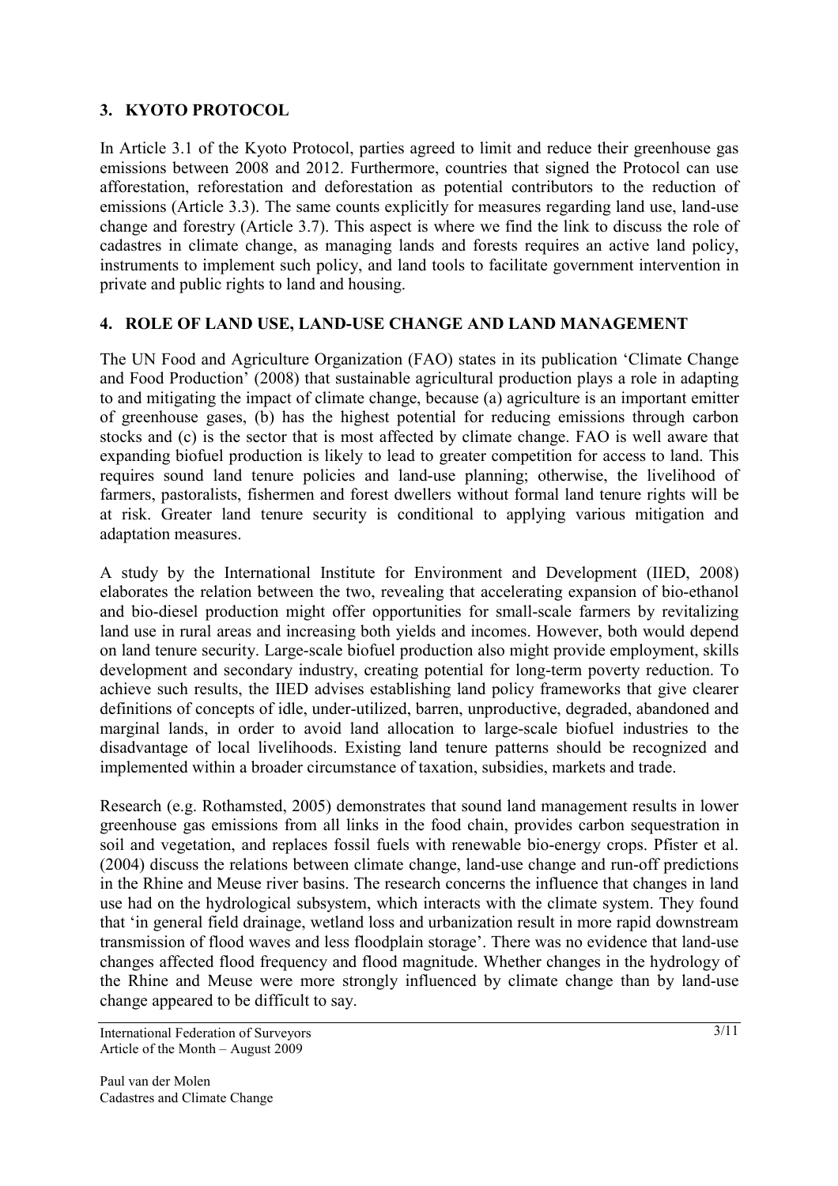## 3. KYOTO PROTOCOL

In Article 3.1 of the Kyoto Protocol, parties agreed to limit and reduce their greenhouse gas emissions between 2008 and 2012. Furthermore, countries that signed the Protocol can use afforestation, reforestation and deforestation as potential contributors to the reduction of emissions (Article 3.3). The same counts explicitly for measures regarding land use, land-use change and forestry (Article 3.7). This aspect is where we find the link to discuss the role of cadastres in climate change, as managing lands and forests requires an active land policy, instruments to implement such policy, and land tools to facilitate government intervention in private and public rights to land and housing.

## 4. ROLE OF LAND USE, LAND-USE CHANGE AND LAND MANAGEMENT

The UN Food and Agriculture Organization (FAO) states in its publication 'Climate Change and Food Production' (2008) that sustainable agricultural production plays a role in adapting to and mitigating the impact of climate change, because (a) agriculture is an important emitter of greenhouse gases, (b) has the highest potential for reducing emissions through carbon stocks and (c) is the sector that is most affected by climate change. FAO is well aware that expanding biofuel production is likely to lead to greater competition for access to land. This requires sound land tenure policies and land-use planning; otherwise, the livelihood of farmers, pastoralists, fishermen and forest dwellers without formal land tenure rights will be at risk. Greater land tenure security is conditional to applying various mitigation and adaptation measures.

A study by the International Institute for Environment and Development (IIED, 2008) elaborates the relation between the two, revealing that accelerating expansion of bio-ethanol and bio-diesel production might offer opportunities for small-scale farmers by revitalizing land use in rural areas and increasing both yields and incomes. However, both would depend on land tenure security. Large-scale biofuel production also might provide employment, skills development and secondary industry, creating potential for long-term poverty reduction. To achieve such results, the IIED advises establishing land policy frameworks that give clearer definitions of concepts of idle, under-utilized, barren, unproductive, degraded, abandoned and marginal lands, in order to avoid land allocation to large-scale biofuel industries to the disadvantage of local livelihoods. Existing land tenure patterns should be recognized and implemented within a broader circumstance of taxation, subsidies, markets and trade.

Research (e.g. Rothamsted, 2005) demonstrates that sound land management results in lower greenhouse gas emissions from all links in the food chain, provides carbon sequestration in soil and vegetation, and replaces fossil fuels with renewable bio-energy crops. Pfister et al. (2004) discuss the relations between climate change, land-use change and run-off predictions in the Rhine and Meuse river basins. The research concerns the influence that changes in land use had on the hydrological subsystem, which interacts with the climate system. They found that 'in general field drainage, wetland loss and urbanization result in more rapid downstream transmission of flood waves and less floodplain storage'. There was no evidence that land-use changes affected flood frequency and flood magnitude. Whether changes in the hydrology of the Rhine and Meuse were more strongly influenced by climate change than by land-use change appeared to be difficult to say.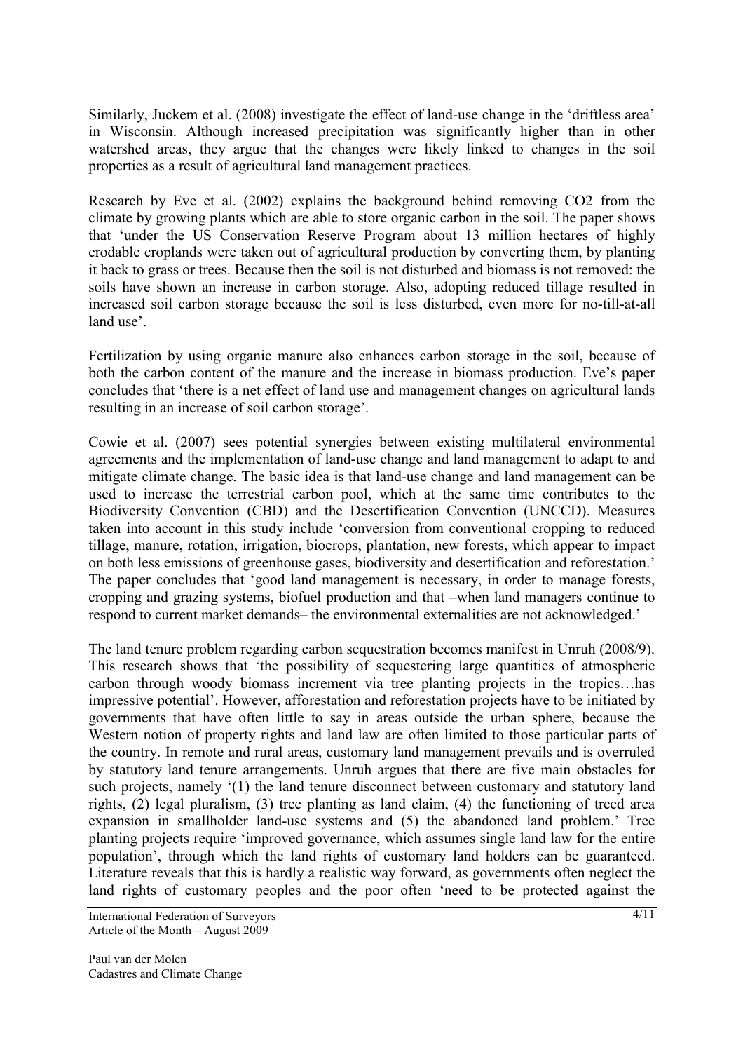Similarly, Juckem et al. (2008) investigate the effect of land-use change in the 'driftless area' in Wisconsin. Although increased precipitation was significantly higher than in other watershed areas, they argue that the changes were likely linked to changes in the soil properties as a result of agricultural land management practices.

Research by Eve et al. (2002) explains the background behind removing $CO_2$ from the climate by growing plants which are able to store organic carbon in the soil. The paper shows that 'under the US Conservation Reserve Program about 13 million hectares of highly erodable croplands were taken out of agricultural production by converting them, by planting it back to grass or trees. Because then the soil is not disturbed and biomass is not removed: the soils have shown an increase in carbon storage. Also, adopting reduced tillage resulted in increased soil carbon storage because the soil is less disturbed, even more for no-till-at-all land use'.

Fertilization by using organic manure also enhances carbon storage in the soil, because of both the carbon content of the manure and the increase in biomass production. Eve's paper concludes that 'there is a net effect of land use and management changes on agricultural lands resulting in an increase of soil carbon storage'.

Cowie et al. (2007) sees potential synergies between existing multilateral environmental agreements and the implementation of land-use change and land management to adapt to and mitigate climate change. The basic idea is that land-use change and land management can be used to increase the terrestrial carbon pool, which at the same time contributes to the Biodiversity Convention (CBD) and the Desertification Convention (UNCCD). Measures taken into account in this study include 'conversion from conventional cropping to reduced tillage, manure, rotation, irrigation, biocrops, plantation, new forests, which appear to impact on both less emissions of greenhouse gases, biodiversity and desertification and reforestation.' The paper concludes that 'good land management is necessary, in order to manage forests, cropping and grazing systems, biofuel production and that –when land managers continue to respond to current market demands– the environmental externalities are not acknowledged.'

The land tenure problem regarding carbon sequestration becomes manifest in Unruh (2008/9). This research shows that 'the possibility of sequestering large quantities of atmospheric carbon through woody biomass increment via tree planting projects in the tropics…has impressive potential'. However, afforestation and reforestation projects have to be initiated by governments that have often little to say in areas outside the urban sphere, because the Western notion of property rights and land law are often limited to those particular parts of the country. In remote and rural areas, customary land management prevails and is overruled by statutory land tenure arrangements. Unruh argues that there are five main obstacles for such projects, namely '(1) the land tenure disconnect between customary and statutory land rights, (2) legal pluralism, (3) tree planting as land claim, (4) the functioning of treed area expansion in smallholder land-use systems and (5) the abandoned land problem.' Tree planting projects require 'improved governance, which assumes single land law for the entire population', through which the land rights of customary land holders can be guaranteed. Literature reveals that this is hardly a realistic way forward, as governments often neglect the land rights of customary peoples and the poor often 'need to be protected against the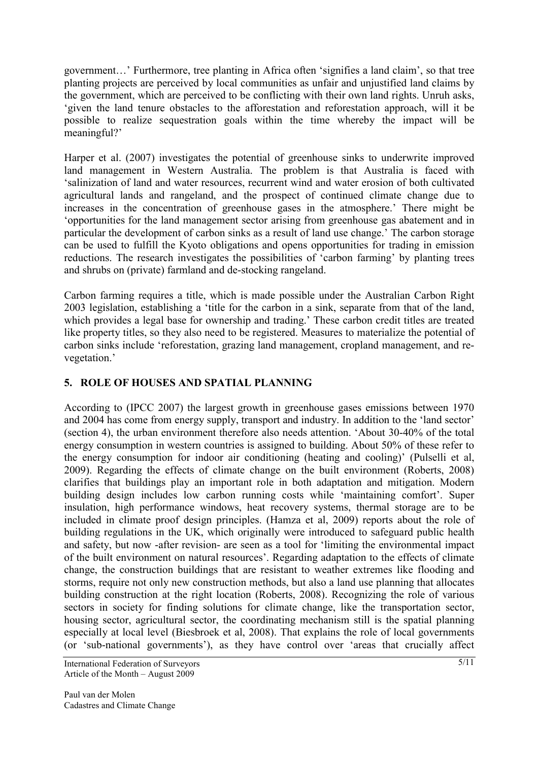government…' Furthermore, tree planting in Africa often 'signifies a land claim', so that tree planting projects are perceived by local communities as unfair and unjustified land claims by the government, which are perceived to be conflicting with their own land rights. Unruh asks, 'given the land tenure obstacles to the afforestation and reforestation approach, will it be possible to realize sequestration goals within the time whereby the impact will be meaningful?'

Harper et al. (2007) investigates the potential of greenhouse sinks to underwrite improved land management in Western Australia. The problem is that Australia is faced with 'salinization of land and water resources, recurrent wind and water erosion of both cultivated agricultural lands and rangeland, and the prospect of continued climate change due to increases in the concentration of greenhouse gases in the atmosphere.' There might be 'opportunities for the land management sector arising from greenhouse gas abatement and in particular the development of carbon sinks as a result of land use change.' The carbon storage can be used to fulfill the Kyoto obligations and opens opportunities for trading in emission reductions. The research investigates the possibilities of 'carbon farming' by planting trees and shrubs on (private) farmland and de-stocking rangeland.

Carbon farming requires a title, which is made possible under the Australian Carbon Right 2003 legislation, establishing a 'title for the carbon in a sink, separate from that of the land, which provides a legal base for ownership and trading.' These carbon credit titles are treated like property titles, so they also need to be registered. Measures to materialize the potential of carbon sinks include 'reforestation, grazing land management, cropland management, and re-vegetation.'

## 5. ROLE OF HOUSES AND SPATIAL PLANNING

According to (IPCC 2007) the largest growth in greenhouse gases emissions between 1970 and 2004 has come from energy supply, transport and industry. In addition to the 'land sector' (section 4), the urban environment therefore also needs attention. 'About 30-40% of the total energy consumption in western countries is assigned to building. About 50% of these refer to the energy consumption for indoor air conditioning (heating and cooling)' (Pulselli et al, 2009). Regarding the effects of climate change on the built environment (Roberts, 2008) clarifies that buildings play an important role in both adaptation and mitigation. Modern building design includes low carbon running costs while 'maintaining comfort'. Super insulation, high performance windows, heat recovery systems, thermal storage are to be included in climate proof design principles. (Hamza et al, 2009) reports about the role of building regulations in the UK, which originally were introduced to safeguard public health and safety, but now -after revision- are seen as a tool for 'limiting the environmental impact of the built environment on natural resources'. Regarding adaptation to the effects of climate change, the construction buildings that are resistant to weather extremes like flooding and storms, require not only new construction methods, but also a land use planning that allocates building construction at the right location (Roberts, 2008). Recognizing the role of various sectors in society for finding solutions for climate change, like the transportation sector, housing sector, agricultural sector, the coordinating mechanism still is the spatial planning especially at local level (Biesbroek et al, 2008). That explains the role of local governments (or 'sub-national governments'), as they have control over 'areas that crucially affect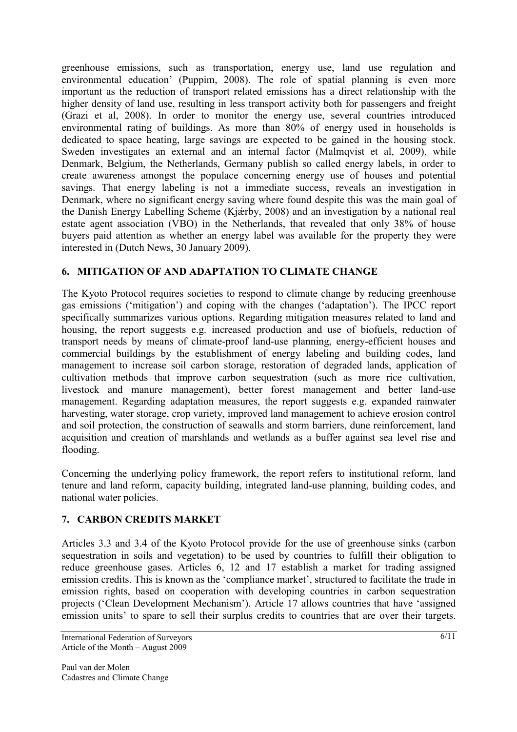greenhouse emissions, such as transportation, energy use, land use regulation and environmental education' (Puppim, 2008). The role of spatial planning is even more important as the reduction of transport related emissions has a direct relationship with the higher density of land use, resulting in less transport activity both for passengers and freight (Grazi et al, 2008). In order to monitor the energy use, several countries introduced environmental rating of buildings. As more than 80% of energy used in households is dedicated to space heating, large savings are expected to be gained in the housing stock. Sweden investigates an external and an internal factor (Malmqvist et al, 2009), while Denmark, Belgium, the Netherlands, Germany publish so called energy labels, in order to create awareness amongst the populace concerning energy use of houses and potential savings. That energy labeling is not a immediate success, reveals an investigation in Denmark, where no significant energy saving where found despite this was the main goal of the Danish Energy Labelling Scheme (Kjǽrby, 2008) and an investigation by a national real estate agent association (VBO) in the Netherlands, that revealed that only 38% of house buyers paid attention as whether an energy label was available for the property they were interested in (Dutch News, 30 January 2009).

## 6. MITIGATION OF AND ADAPTATION TO CLIMATE CHANGE

The Kyoto Protocol requires societies to respond to climate change by reducing greenhouse gas emissions ('mitigation') and coping with the changes ('adaptation'). The IPCC report specifically summarizes various options. Regarding mitigation measures related to land and housing, the report suggests e.g. increased production and use of biofuels, reduction of transport needs by means of climate-proof land-use planning, energy-efficient houses and commercial buildings by the establishment of energy labeling and building codes, land management to increase soil carbon storage, restoration of degraded lands, application of cultivation methods that improve carbon sequestration (such as more rice cultivation, livestock and manure management), better forest management and better land-use management. Regarding adaptation measures, the report suggests e.g. expanded rainwater harvesting, water storage, crop variety, improved land management to achieve erosion control and soil protection, the construction of seawalls and storm barriers, dune reinforcement, land acquisition and creation of marshlands and wetlands as a buffer against sea level rise and flooding.

Concerning the underlying policy framework, the report refers to institutional reform, land tenure and land reform, capacity building, integrated land-use planning, building codes, and national water policies.

## 7. CARBON CREDITS MARKET

Articles 3.3 and 3.4 of the Kyoto Protocol provide for the use of greenhouse sinks (carbon sequestration in soils and vegetation) to be used by countries to fulfill their obligation to reduce greenhouse gases. Articles 6, 12 and 17 establish a market for trading assigned emission credits. This is known as the 'compliance market', structured to facilitate the trade in emission rights, based on cooperation with developing countries in carbon sequestration projects ('Clean Development Mechanism'). Article 17 allows countries that have 'assigned emission units' to spare to sell their surplus credits to countries that are over their targets.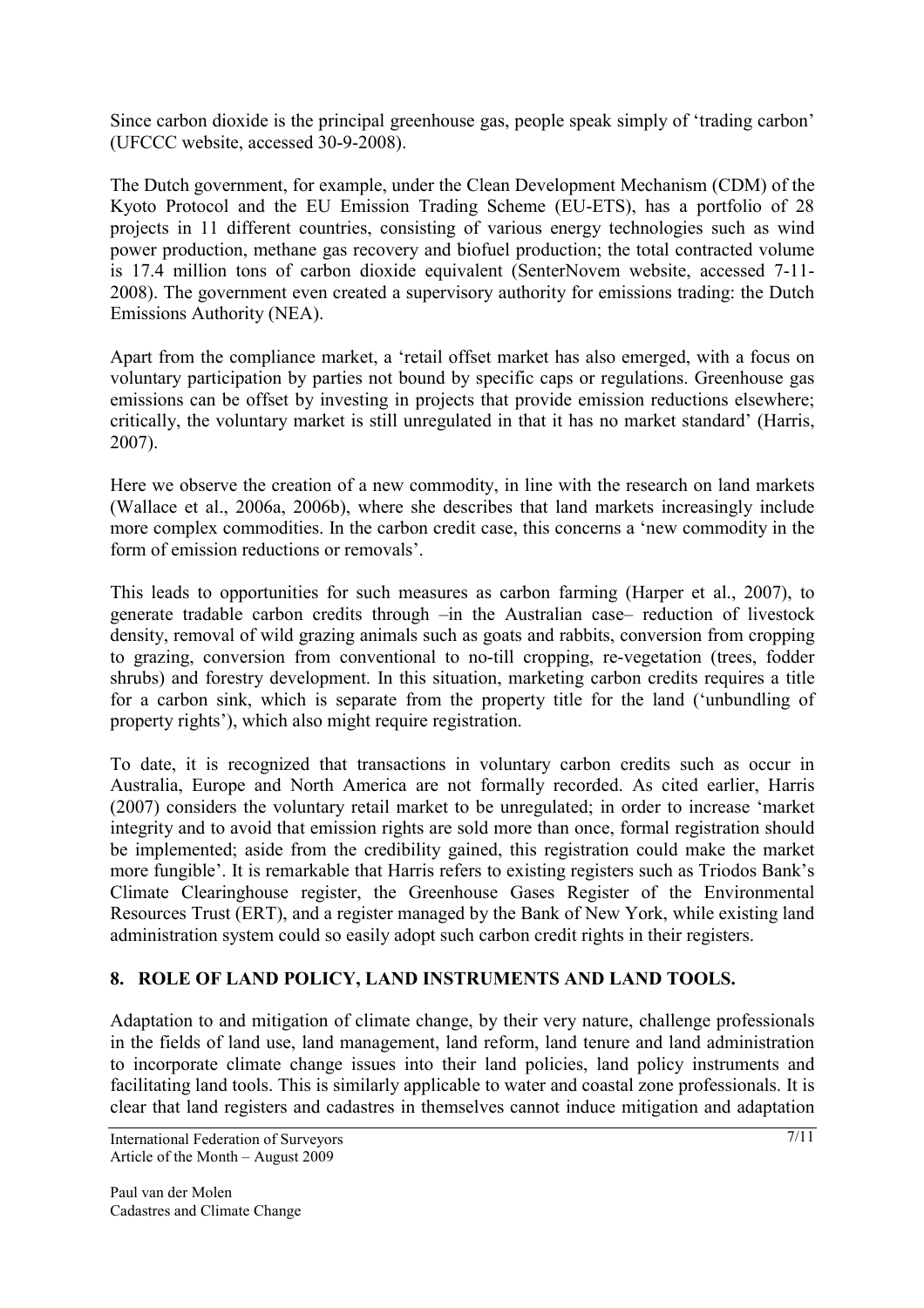Since carbon dioxide is the principal greenhouse gas, people speak simply of 'trading carbon' (UFCCC website, accessed 30-9-2008).

The Dutch government, for example, under the Clean Development Mechanism (CDM) of the Kyoto Protocol and the EU Emission Trading Scheme (EU-ETS), has a portfolio of 28 projects in 11 different countries, consisting of various energy technologies such as wind power production, methane gas recovery and biofuel production; the total contracted volume is 17.4 million tons of carbon dioxide equivalent (SenterNovem website, accessed 7-11-2008). The government even created a supervisory authority for emissions trading: the Dutch Emissions Authority (NEA).

Apart from the compliance market, a 'retail offset market has also emerged, with a focus on voluntary participation by parties not bound by specific caps or regulations. Greenhouse gas emissions can be offset by investing in projects that provide emission reductions elsewhere; critically, the voluntary market is still unregulated in that it has no market standard' (Harris, 2007).

Here we observe the creation of a new commodity, in line with the research on land markets (Wallace et al., 2006a, 2006b), where she describes that land markets increasingly include more complex commodities. In the carbon credit case, this concerns a 'new commodity in the form of emission reductions or removals'.

This leads to opportunities for such measures as carbon farming (Harper et al., 2007), to generate tradable carbon credits through –in the Australian case– reduction of livestock density, removal of wild grazing animals such as goats and rabbits, conversion from cropping to grazing, conversion from conventional to no-till cropping, re-vegetation (trees, fodder shrubs) and forestry development. In this situation, marketing carbon credits requires a title for a carbon sink, which is separate from the property title for the land ('unbundling of property rights'), which also might require registration.

To date, it is recognized that transactions in voluntary carbon credits such as occur in Australia, Europe and North America are not formally recorded. As cited earlier, Harris (2007) considers the voluntary retail market to be unregulated; in order to increase 'market integrity and to avoid that emission rights are sold more than once, formal registration should be implemented; aside from the credibility gained, this registration could make the market more fungible'. It is remarkable that Harris refers to existing registers such as Triodos Bank's Climate Clearinghouse register, the Greenhouse Gases Register of the Environmental Resources Trust (ERT), and a register managed by the Bank of New York, while existing land administration system could so easily adopt such carbon credit rights in their registers.

## 8. ROLE OF LAND POLICY, LAND INSTRUMENTS AND LAND TOOLS.

Adaptation to and mitigation of climate change, by their very nature, challenge professionals in the fields of land use, land management, land reform, land tenure and land administration to incorporate climate change issues into their land policies, land policy instruments and facilitating land tools. This is similarly applicable to water and coastal zone professionals. It is clear that land registers and cadastres in themselves cannot induce mitigation and adaptation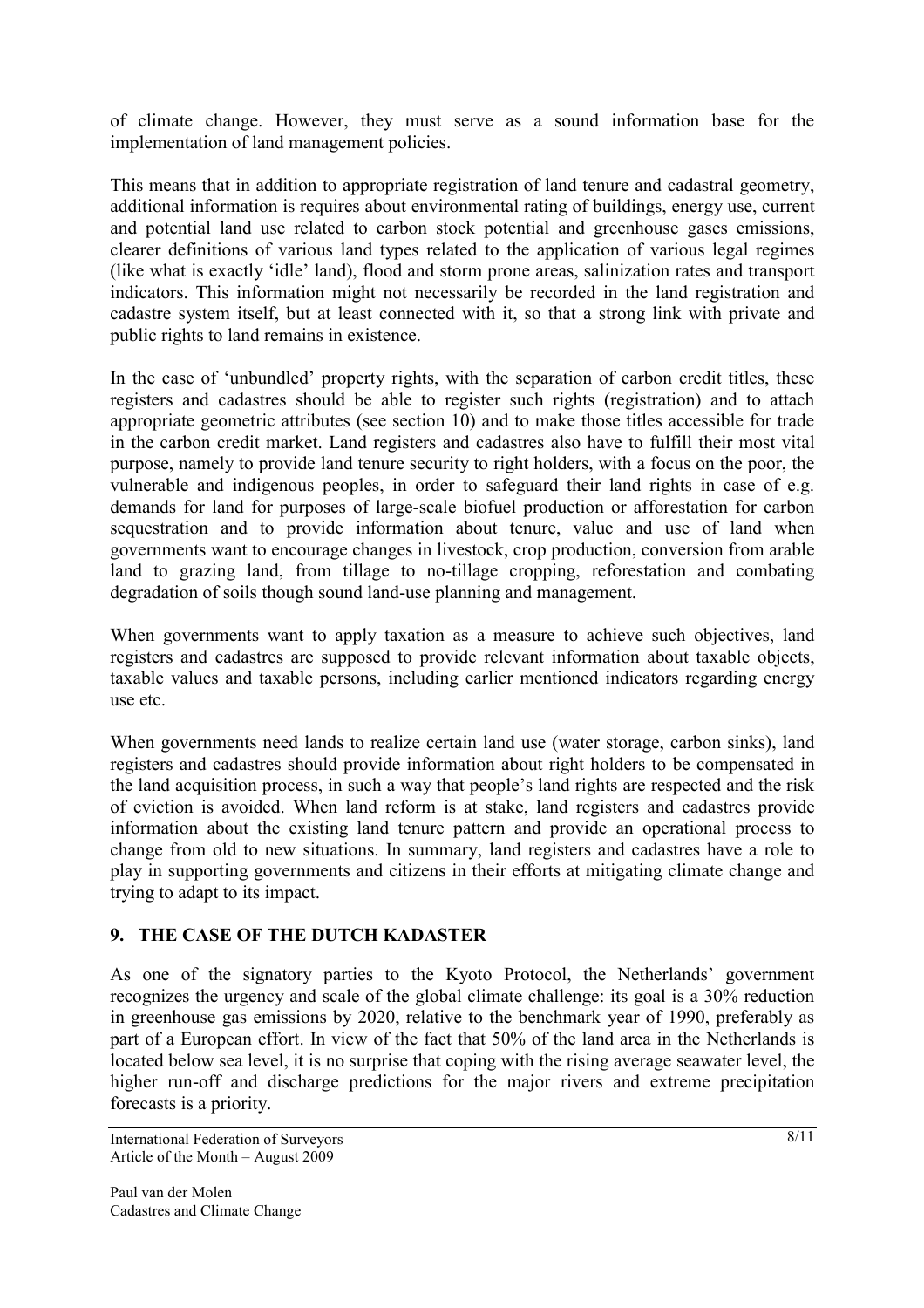of climate change. However, they must serve as a sound information base for the implementation of land management policies.

This means that in addition to appropriate registration of land tenure and cadastral geometry, additional information is requires about environmental rating of buildings, energy use, current and potential land use related to carbon stock potential and greenhouse gases emissions, clearer definitions of various land types related to the application of various legal regimes (like what is exactly 'idle' land), flood and storm prone areas, salinization rates and transport indicators. This information might not necessarily be recorded in the land registration and cadastre system itself, but at least connected with it, so that a strong link with private and public rights to land remains in existence.

In the case of 'unbundled' property rights, with the separation of carbon credit titles, these registers and cadastres should be able to register such rights (registration) and to attach appropriate geometric attributes (see section 10) and to make those titles accessible for trade in the carbon credit market. Land registers and cadastres also have to fulfill their most vital purpose, namely to provide land tenure security to right holders, with a focus on the poor, the vulnerable and indigenous peoples, in order to safeguard their land rights in case of e.g. demands for land for purposes of large-scale biofuel production or afforestation for carbon sequestration and to provide information about tenure, value and use of land when governments want to encourage changes in livestock, crop production, conversion from arable land to grazing land, from tillage to no-tillage cropping, reforestation and combating degradation of soils though sound land-use planning and management.

When governments want to apply taxation as a measure to achieve such objectives, land registers and cadastres are supposed to provide relevant information about taxable objects, taxable values and taxable persons, including earlier mentioned indicators regarding energy use etc.

When governments need lands to realize certain land use (water storage, carbon sinks), land registers and cadastres should provide information about right holders to be compensated in the land acquisition process, in such a way that people's land rights are respected and the risk of eviction is avoided. When land reform is at stake, land registers and cadastres provide information about the existing land tenure pattern and provide an operational process to change from old to new situations. In summary, land registers and cadastres have a role to play in supporting governments and citizens in their efforts at mitigating climate change and trying to adapt to its impact.

## 9. THE CASE OF THE DUTCH KADASTER

As one of the signatory parties to the Kyoto Protocol, the Netherlands' government recognizes the urgency and scale of the global climate challenge: its goal is a 30% reduction in greenhouse gas emissions by 2020, relative to the benchmark year of 1990, preferably as part of a European effort. In view of the fact that 50% of the land area in the Netherlands is located below sea level, it is no surprise that coping with the rising average seawater level, the higher run-off and discharge predictions for the major rivers and extreme precipitation forecasts is a priority.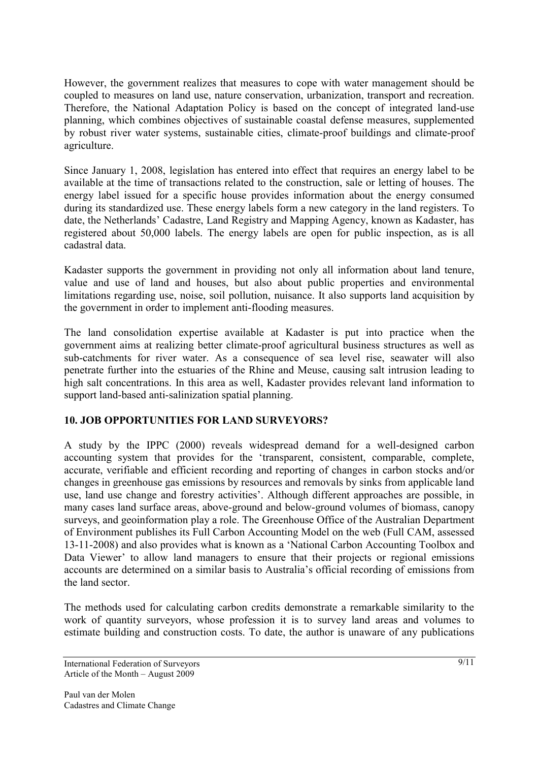However, the government realizes that measures to cope with water management should be coupled to measures on land use, nature conservation, urbanization, transport and recreation. Therefore, the National Adaptation Policy is based on the concept of integrated land-use planning, which combines objectives of sustainable coastal defense measures, supplemented by robust river water systems, sustainable cities, climate-proof buildings and climate-proof agriculture.

Since January 1, 2008, legislation has entered into effect that requires an energy label to be available at the time of transactions related to the construction, sale or letting of houses. The energy label issued for a specific house provides information about the energy consumed during its standardized use. These energy labels form a new category in the land registers. To date, the Netherlands' Cadastre, Land Registry and Mapping Agency, known as Kadaster, has registered about 50,000 labels. The energy labels are open for public inspection, as is all cadastral data.

Kadaster supports the government in providing not only all information about land tenure, value and use of land and houses, but also about public properties and environmental limitations regarding use, noise, soil pollution, nuisance. It also supports land acquisition by the government in order to implement anti-flooding measures.

The land consolidation expertise available at Kadaster is put into practice when the government aims at realizing better climate-proof agricultural business structures as well as sub-catchments for river water. As a consequence of sea level rise, seawater will also penetrate further into the estuaries of the Rhine and Meuse, causing salt intrusion leading to high salt concentrations. In this area as well, Kadaster provides relevant land information to support land-based anti-salinization spatial planning.

## 10. JOB OPPORTUNITIES FOR LAND SURVEYORS?

A study by the IPPC (2000) reveals widespread demand for a well-designed carbon accounting system that provides for the 'transparent, consistent, comparable, complete, accurate, verifiable and efficient recording and reporting of changes in carbon stocks and/or changes in greenhouse gas emissions by resources and removals by sinks from applicable land use, land use change and forestry activities'. Although different approaches are possible, in many cases land surface areas, above-ground and below-ground volumes of biomass, canopy surveys, and geoinformation play a role. The Greenhouse Office of the Australian Department of Environment publishes its Full Carbon Accounting Model on the web (Full CAM, assessed 13-11-2008) and also provides what is known as a 'National Carbon Accounting Toolbox and Data Viewer' to allow land managers to ensure that their projects or regional emissions accounts are determined on a similar basis to Australia's official recording of emissions from the land sector.

The methods used for calculating carbon credits demonstrate a remarkable similarity to the work of quantity surveyors, whose profession it is to survey land areas and volumes to estimate building and construction costs. To date, the author is unaware of any publications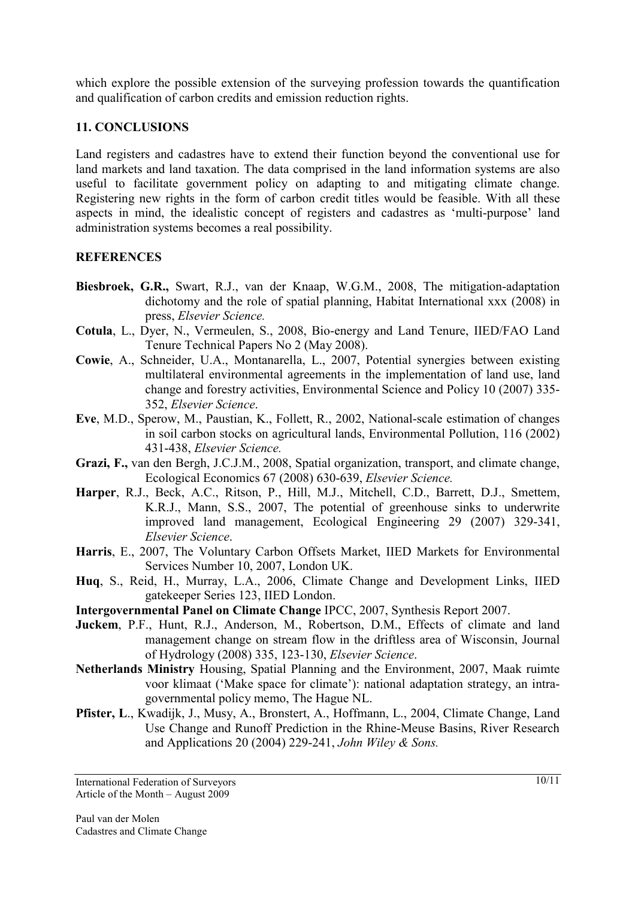which explore the possible extension of the surveying profession towards the quantification and qualification of carbon credits and emission reduction rights.

## 11. CONCLUSIONS

Land registers and cadastres have to extend their function beyond the conventional use for land markets and land taxation. The data comprised in the land information systems are also useful to facilitate government policy on adapting to and mitigating climate change. Registering new rights in the form of carbon credit titles would be feasible. With all these aspects in mind, the idealistic concept of registers and cadastres as 'multi-purpose' land administration systems becomes a real possibility.

## REFERENCES

**Biesbroek, G.R.,** Swart, R.J., van der Knaap, W.G.M., 2008, The mitigation-adaptation dichotomy and the role of spatial planning, Habitat International xxx (2008) in press, *Elsevier Science.*

**Cotula**, L., Dyer, N., Vermeulen, S., 2008, Bio-energy and Land Tenure, IIED/FAO Land Tenure Technical Papers No 2 (May 2008).

**Cowie**, A., Schneider, U.A., Montanarella, L., 2007, Potential synergies between existing multilateral environmental agreements in the implementation of land use, land change and forestry activities, Environmental Science and Policy 10 (2007) 335-352, *Elsevier Science*.

**Eve**, M.D., Sperow, M., Paustian, K., Follett, R., 2002, National-scale estimation of changes in soil carbon stocks on agricultural lands, Environmental Pollution, 116 (2002) 431-438, *Elsevier Science.*

**Grazi, F.,** van den Bergh, J.C.J.M., 2008, Spatial organization, transport, and climate change, Ecological Economics 67 (2008) 630-639, *Elsevier Science.*

**Harper**, R.J., Beck, A.C., Ritson, P., Hill, M.J., Mitchell, C.D., Barrett, D.J., Smettem, K.R.J., Mann, S.S., 2007, The potential of greenhouse sinks to underwrite improved land management, Ecological Engineering 29 (2007) 329-341, *Elsevier Science*.

**Harris**, E., 2007, The Voluntary Carbon Offsets Market, IIED Markets for Environmental Services Number 10, 2007, London UK.

**Huq**, S., Reid, H., Murray, L.A., 2006, Climate Change and Development Links, IIED gatekeeper Series 123, IIED London.

**Intergovernmental Panel on Climate Change** IPCC, 2007, Synthesis Report 2007.

**Juckem**, P.F., Hunt, R.J., Anderson, M., Robertson, D.M., Effects of climate and land management change on stream flow in the driftless area of Wisconsin, Journal of Hydrology (2008) 335, 123-130, *Elsevier Science*.

**Netherlands Ministry** Housing, Spatial Planning and the Environment, 2007, Maak ruimte voor klimaat ('Make space for climate'): national adaptation strategy, an intra-governmental policy memo, The Hague NL.

**Pfister, L**., Kwadijk, J., Musy, A., Bronstert, A., Hoffmann, L., 2004, Climate Change, Land Use Change and Runoff Prediction in the Rhine-Meuse Basins, River Research and Applications 20 (2004) 229-241, *John Wiley & Sons.*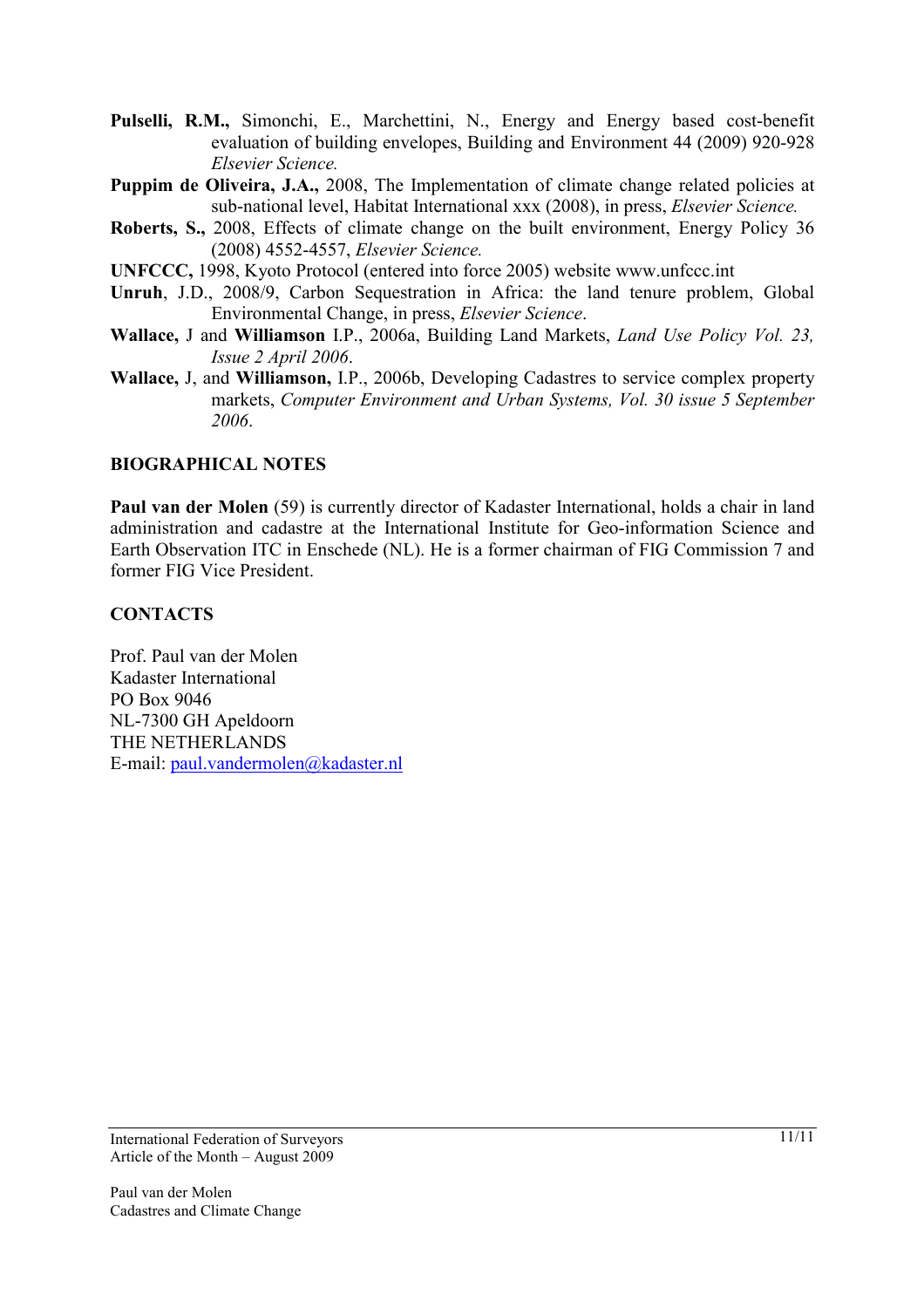**Pulselli, R.M.,** Simonchi, E., Marchettini, N., Energy and Energy based cost-benefit evaluation of building envelopes, Building and Environment 44 (2009) 920-928 *Elsevier Science.*

**Puppim de Oliveira, J.A.,** 2008, The Implementation of climate change related policies at sub-national level, Habitat International xxx (2008), in press, *Elsevier Science.*

**Roberts, S.,** 2008, Effects of climate change on the built environment, Energy Policy 36 (2008) 4552-4557, *Elsevier Science.*

**UNFCCC,** 1998, Kyoto Protocol (entered into force 2005) website www.unfccc.int

**Unruh**, J.D., 2008/9, Carbon Sequestration in Africa: the land tenure problem, Global Environmental Change, in press, *Elsevier Science*.

**Wallace,** J and **Williamson** I.P., 2006a, Building Land Markets, *Land Use Policy Vol. 23, Issue 2 April 2006*.

**Wallace,** J, and **Williamson,** I.P., 2006b, Developing Cadastres to service complex property markets, *Computer Environment and Urban Systems, Vol. 30 issue 5 September 2006*.

## BIOGRAPHICAL NOTES

**Paul van der Molen** (59) is currently director of Kadaster International, holds a chair in land administration and cadastre at the International Institute for Geo-information Science and Earth Observation ITC in Enschede (NL). He is a former chairman of FIG Commission 7 and former FIG Vice President.

## CONTACTS

Prof. Paul van der Molen
Kadaster International
PO Box 9046
NL-7300 GH Apeldoorn
THE NETHERLANDS
E-mail: paul.vandermolen@kadaster.nl